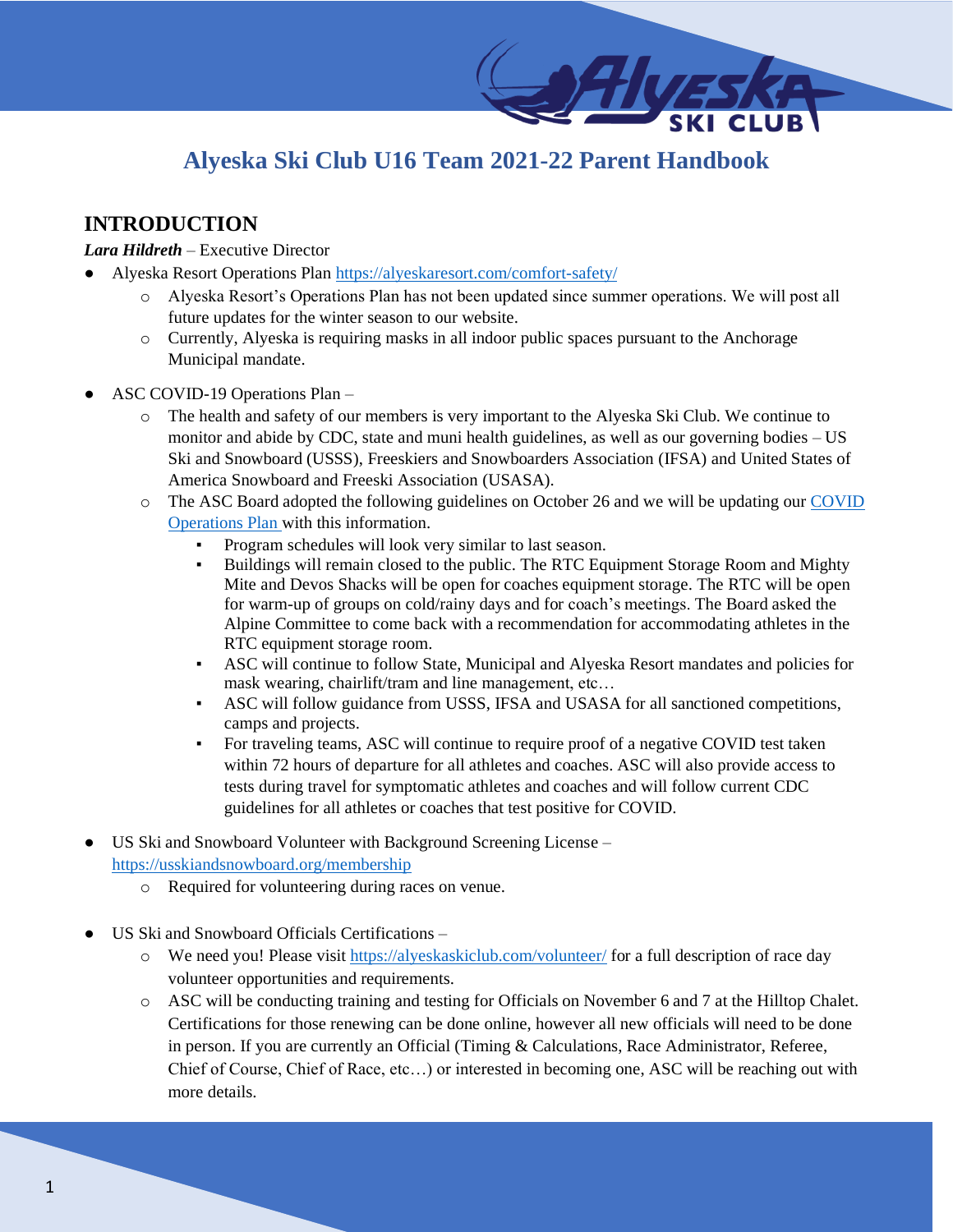# Alyeska Ski Club U16 Team 2021-22 Parent Handbook

## INTRODUCTION

***Lara Hildreth*** – Executive Director

- Alyeska Resort Operations Plan https://alyeskaresort.com/comfort-safety/
  - Alyeska Resort's Operations Plan has not been updated since summer operations. We will post all future updates for the winter season to our website.
  - Currently, Alyeska is requiring masks in all indoor public spaces pursuant to the Anchorage Municipal mandate.

- ASC COVID-19 Operations Plan –
  - The health and safety of our members is very important to the Alyeska Ski Club. We continue to monitor and abide by CDC, state and muni health guidelines, as well as our governing bodies – US Ski and Snowboard (USSS), Freeskiers and Snowboarders Association (IFSA) and United States of America Snowboard and Freeski Association (USASA).
  - The ASC Board adopted the following guidelines on October 26 and we will be updating our [COVID Operations Plan](#) with this information.
    - Program schedules will look very similar to last season.
    - Buildings will remain closed to the public. The RTC Equipment Storage Room and Mighty Mite and Devos Shacks will be open for coaches equipment storage. The RTC will be open for warm-up of groups on cold/rainy days and for coach's meetings. The Board asked the Alpine Committee to come back with a recommendation for accommodating athletes in the RTC equipment storage room.
    - ASC will continue to follow State, Municipal and Alyeska Resort mandates and policies for mask wearing, chairlift/tram and line management, etc…
    - ASC will follow guidance from USSS, IFSA and USASA for all sanctioned competitions, camps and projects.
    - For traveling teams, ASC will continue to require proof of a negative COVID test taken within 72 hours of departure for all athletes and coaches. ASC will also provide access to tests during travel for symptomatic athletes and coaches and will follow current CDC guidelines for all athletes or coaches that test positive for COVID.

- US Ski and Snowboard Volunteer with Background Screening License – https://usskiandsnowboard.org/membership
  - Required for volunteering during races on venue.

- US Ski and Snowboard Officials Certifications –
  - We need you! Please visit https://alyeskaskiclub.com/volunteer/ for a full description of race day volunteer opportunities and requirements.
  - ASC will be conducting training and testing for Officials on November 6 and 7 at the Hilltop Chalet. Certifications for those renewing can be done online, however all new officials will need to be done in person. If you are currently an Official (Timing & Calculations, Race Administrator, Referee, Chief of Course, Chief of Race, etc…) or interested in becoming one, ASC will be reaching out with more details.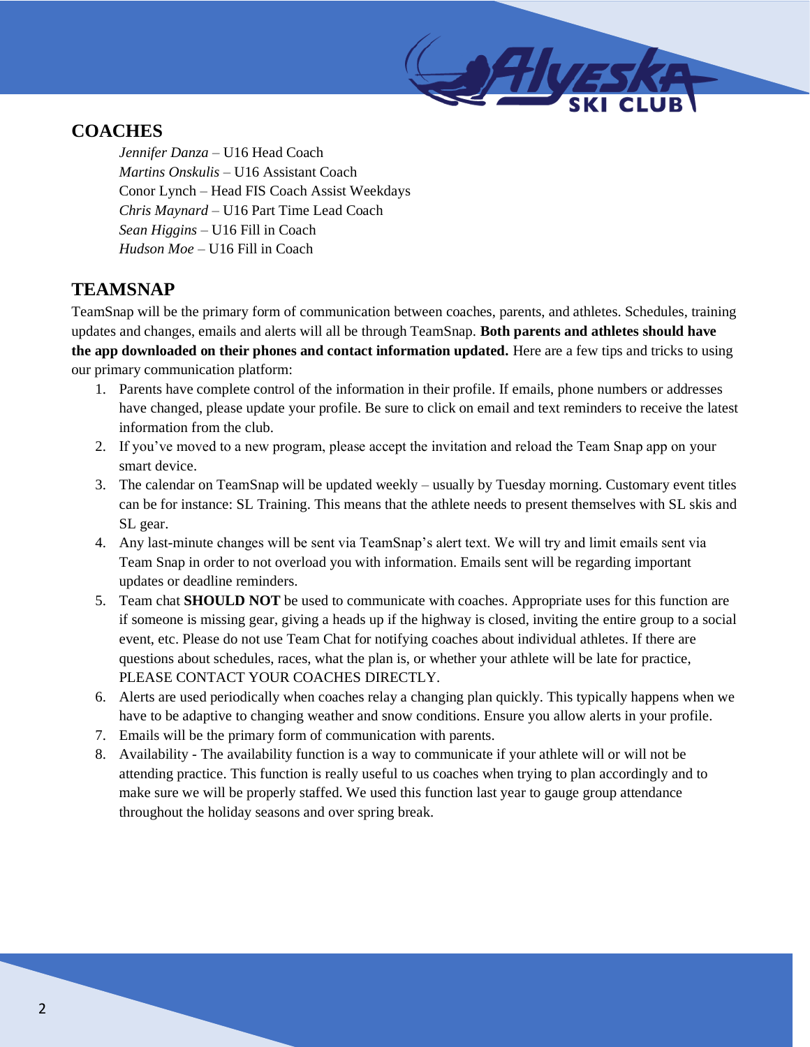## COACHES

*Jennifer Danza* – U16 Head Coach
*Martins Onskulis* – U16 Assistant Coach
Conor Lynch – Head FIS Coach Assist Weekdays
*Chris Maynard* – U16 Part Time Lead Coach
*Sean Higgins* – U16 Fill in Coach
*Hudson Moe* – U16 Fill in Coach

## TEAMSNAP

TeamSnap will be the primary form of communication between coaches, parents, and athletes. Schedules, training updates and changes, emails and alerts will all be through TeamSnap. **Both parents and athletes should have the app downloaded on their phones and contact information updated.** Here are a few tips and tricks to using our primary communication platform:

1. Parents have complete control of the information in their profile. If emails, phone numbers or addresses have changed, please update your profile. Be sure to click on email and text reminders to receive the latest information from the club.
2. If you've moved to a new program, please accept the invitation and reload the Team Snap app on your smart device.
3. The calendar on TeamSnap will be updated weekly – usually by Tuesday morning. Customary event titles can be for instance: SL Training. This means that the athlete needs to present themselves with SL skis and SL gear.
4. Any last-minute changes will be sent via TeamSnap's alert text. We will try and limit emails sent via Team Snap in order to not overload you with information. Emails sent will be regarding important updates or deadline reminders.
5. Team chat **SHOULD NOT** be used to communicate with coaches. Appropriate uses for this function are if someone is missing gear, giving a heads up if the highway is closed, inviting the entire group to a social event, etc. Please do not use Team Chat for notifying coaches about individual athletes. If there are questions about schedules, races, what the plan is, or whether your athlete will be late for practice, PLEASE CONTACT YOUR COACHES DIRECTLY.
6. Alerts are used periodically when coaches relay a changing plan quickly. This typically happens when we have to be adaptive to changing weather and snow conditions. Ensure you allow alerts in your profile.
7. Emails will be the primary form of communication with parents.
8. Availability - The availability function is a way to communicate if your athlete will or will not be attending practice. This function is really useful to us coaches when trying to plan accordingly and to make sure we will be properly staffed. We used this function last year to gauge group attendance throughout the holiday seasons and over spring break.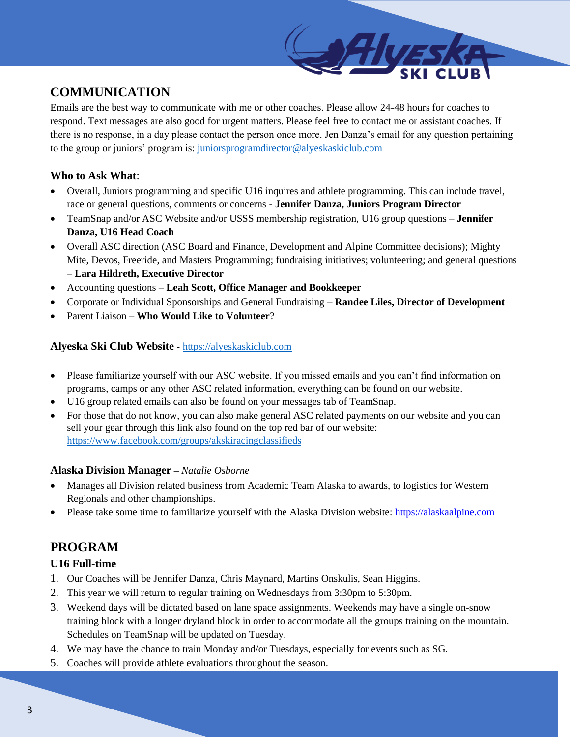## COMMUNICATION

Emails are the best way to communicate with me or other coaches. Please allow 24-48 hours for coaches to respond. Text messages are also good for urgent matters. Please feel free to contact me or assistant coaches. If there is no response, in a day please contact the person once more. Jen Danza's email for any question pertaining to the group or juniors' program is: juniorsprogramdirector@alyeskaskiclub.com

### Who to Ask What:

- Overall, Juniors programming and specific U16 inquires and athlete programming. This can include travel, race or general questions, comments or concerns - **Jennifer Danza, Juniors Program Director**
- TeamSnap and/or ASC Website and/or USSS membership registration, U16 group questions – **Jennifer Danza, U16 Head Coach**
- Overall ASC direction (ASC Board and Finance, Development and Alpine Committee decisions); Mighty Mite, Devos, Freeride, and Masters Programming; fundraising initiatives; volunteering; and general questions – **Lara Hildreth, Executive Director**
- Accounting questions – **Leah Scott, Office Manager and Bookkeeper**
- Corporate or Individual Sponsorships and General Fundraising – **Randee Liles, Director of Development**
- Parent Liaison – **Who Would Like to Volunteer**?

### Alyeska Ski Club Website - https://alyeskaskiclub.com

- Please familiarize yourself with our ASC website. If you missed emails and you can't find information on programs, camps or any other ASC related information, everything can be found on our website.
- U16 group related emails can also be found on your messages tab of TeamSnap.
- For those that do not know, you can also make general ASC related payments on our website and you can sell your gear through this link also found on the top red bar of our website: https://www.facebook.com/groups/akskiracingclassifieds

### Alaska Division Manager – *Natalie Osborne*

- Manages all Division related business from Academic Team Alaska to awards, to logistics for Western Regionals and other championships.
- Please take some time to familiarize yourself with the Alaska Division website: https://alaskaalpine.com

## PROGRAM

### U16 Full-time

1. Our Coaches will be Jennifer Danza, Chris Maynard, Martins Onskulis, Sean Higgins.
2. This year we will return to regular training on Wednesdays from 3:30pm to 5:30pm.
3. Weekend days will be dictated based on lane space assignments. Weekends may have a single on-snow training block with a longer dryland block in order to accommodate all the groups training on the mountain. Schedules on TeamSnap will be updated on Tuesday.
4. We may have the chance to train Monday and/or Tuesdays, especially for events such as SG.
5. Coaches will provide athlete evaluations throughout the season.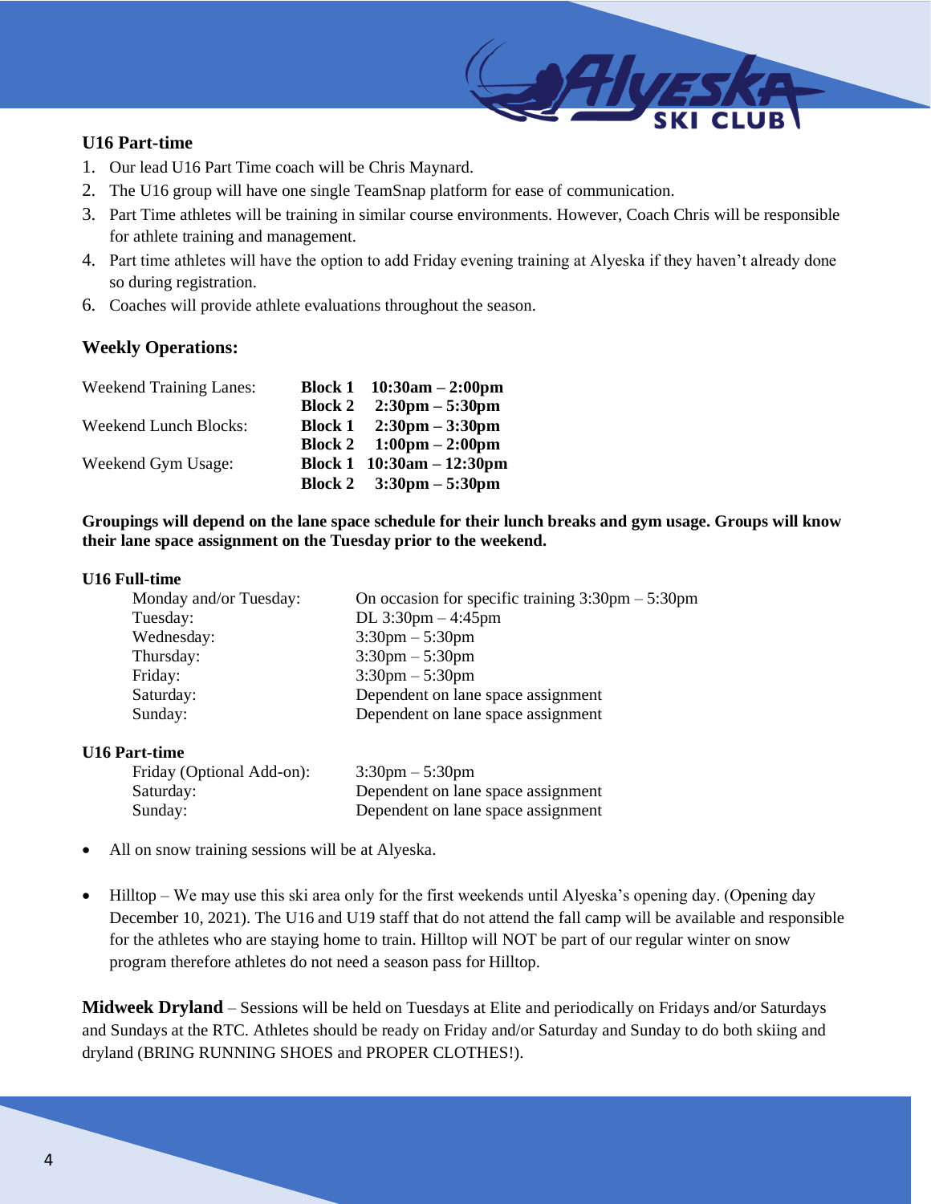### U16 Part-time

1. Our lead U16 Part Time coach will be Chris Maynard.
2. The U16 group will have one single TeamSnap platform for ease of communication.
3. Part Time athletes will be training in similar course environments. However, Coach Chris will be responsible for athlete training and management.
4. Part time athletes will have the option to add Friday evening training at Alyeska if they haven't already done so during registration.
6. Coaches will provide athlete evaluations throughout the season.

### Weekly Operations:

| | | |
|---|---|---|
| Weekend Training Lanes: | **Block 1** | **10:30am – 2:00pm** |
| | **Block 2** | **2:30pm – 5:30pm** |
| Weekend Lunch Blocks: | **Block 1** | **2:30pm – 3:30pm** |
| | **Block 2** | **1:00pm – 2:00pm** |
| Weekend Gym Usage: | **Block 1** | **10:30am – 12:30pm** |
| | **Block 2** | **3:30pm – 5:30pm** |

**Groupings will depend on the lane space schedule for their lunch breaks and gym usage. Groups will know their lane space assignment on the Tuesday prior to the weekend.**

**U16 Full-time**

| | |
|---|---|
| Monday and/or Tuesday: | On occasion for specific training 3:30pm – 5:30pm |
| Tuesday: | DL 3:30pm – 4:45pm |
| Wednesday: | 3:30pm – 5:30pm |
| Thursday: | 3:30pm – 5:30pm |
| Friday: | 3:30pm – 5:30pm |
| Saturday: | Dependent on lane space assignment |
| Sunday: | Dependent on lane space assignment |

**U16 Part-time**

| | |
|---|---|
| Friday (Optional Add-on): | 3:30pm – 5:30pm |
| Saturday: | Dependent on lane space assignment |
| Sunday: | Dependent on lane space assignment |

- All on snow training sessions will be at Alyeska.
- Hilltop – We may use this ski area only for the first weekends until Alyeska's opening day. (Opening day December 10, 2021). The U16 and U19 staff that do not attend the fall camp will be available and responsible for the athletes who are staying home to train. Hilltop will NOT be part of our regular winter on snow program therefore athletes do not need a season pass for Hilltop.

**Midweek Dryland** – Sessions will be held on Tuesdays at Elite and periodically on Fridays and/or Saturdays and Sundays at the RTC. Athletes should be ready on Friday and/or Saturday and Sunday to do both skiing and dryland (BRING RUNNING SHOES and PROPER CLOTHES!).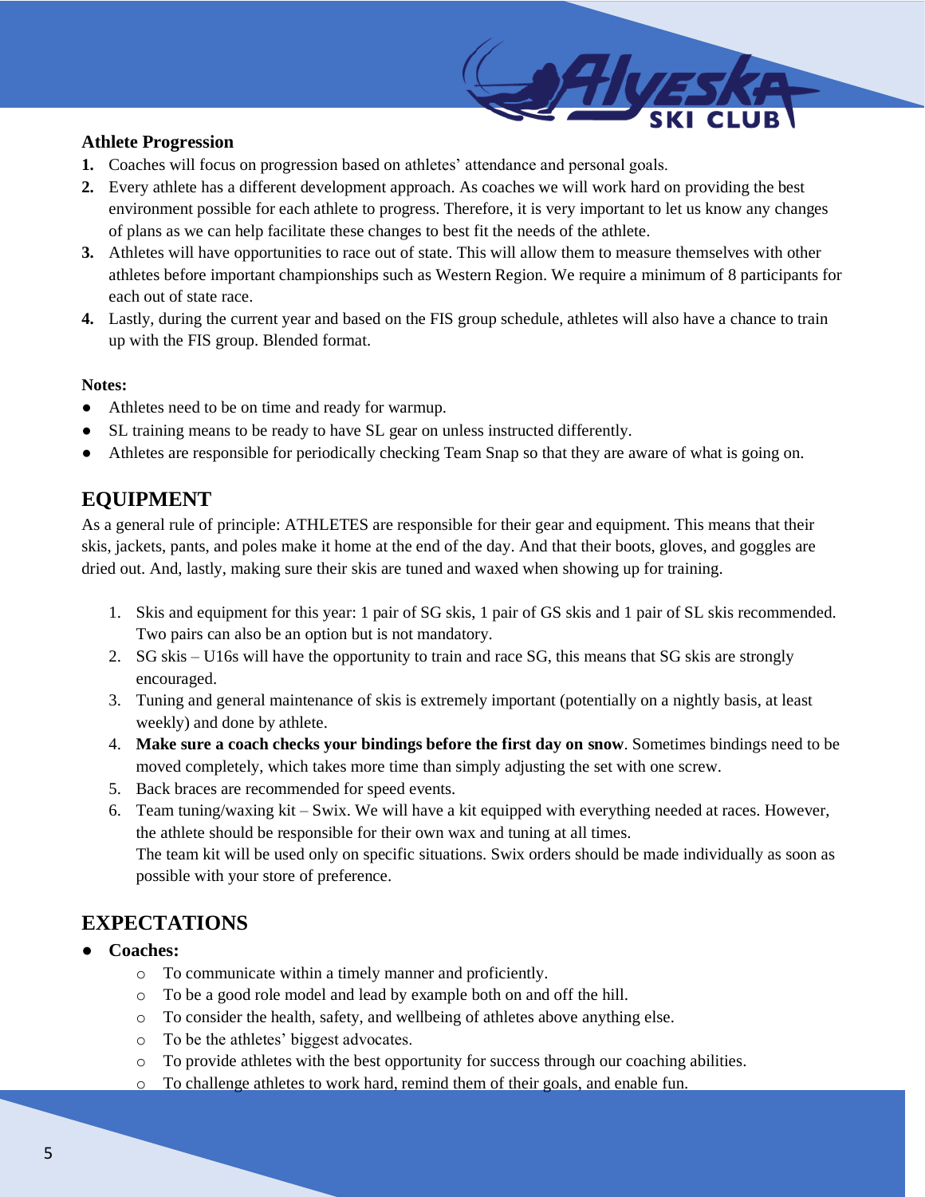### Athlete Progression

1. Coaches will focus on progression based on athletes' attendance and personal goals.
2. Every athlete has a different development approach. As coaches we will work hard on providing the best environment possible for each athlete to progress. Therefore, it is very important to let us know any changes of plans as we can help facilitate these changes to best fit the needs of the athlete.
3. Athletes will have opportunities to race out of state. This will allow them to measure themselves with other athletes before important championships such as Western Region. We require a minimum of 8 participants for each out of state race.
4. Lastly, during the current year and based on the FIS group schedule, athletes will also have a chance to train up with the FIS group. Blended format.

**Notes:**

- Athletes need to be on time and ready for warmup.
- SL training means to be ready to have SL gear on unless instructed differently.
- Athletes are responsible for periodically checking Team Snap so that they are aware of what is going on.

## EQUIPMENT

As a general rule of principle: ATHLETES are responsible for their gear and equipment. This means that their skis, jackets, pants, and poles make it home at the end of the day. And that their boots, gloves, and goggles are dried out. And, lastly, making sure their skis are tuned and waxed when showing up for training.

1. Skis and equipment for this year: 1 pair of SG skis, 1 pair of GS skis and 1 pair of SL skis recommended. Two pairs can also be an option but is not mandatory.
2. SG skis – U16s will have the opportunity to train and race SG, this means that SG skis are strongly encouraged.
3. Tuning and general maintenance of skis is extremely important (potentially on a nightly basis, at least weekly) and done by athlete.
4. **Make sure a coach checks your bindings before the first day on snow**. Sometimes bindings need to be moved completely, which takes more time than simply adjusting the set with one screw.
5. Back braces are recommended for speed events.
6. Team tuning/waxing kit – Swix. We will have a kit equipped with everything needed at races. However, the athlete should be responsible for their own wax and tuning at all times.
   The team kit will be used only on specific situations. Swix orders should be made individually as soon as possible with your store of preference.

## EXPECTATIONS

- **Coaches:**
  - To communicate within a timely manner and proficiently.
  - To be a good role model and lead by example both on and off the hill.
  - To consider the health, safety, and wellbeing of athletes above anything else.
  - To be the athletes' biggest advocates.
  - To provide athletes with the best opportunity for success through our coaching abilities.
  - To challenge athletes to work hard, remind them of their goals, and enable fun.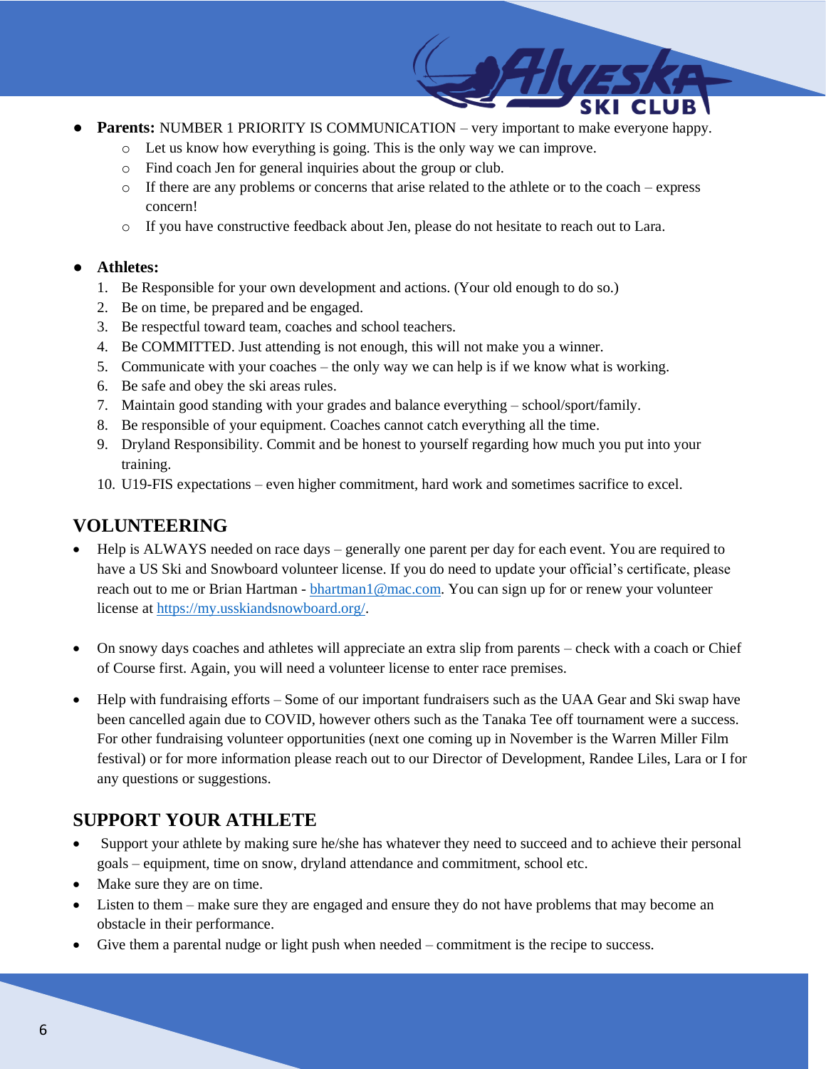- **Parents:** NUMBER 1 PRIORITY IS COMMUNICATION – very important to make everyone happy.
  - Let us know how everything is going. This is the only way we can improve.
  - Find coach Jen for general inquiries about the group or club.
  - If there are any problems or concerns that arise related to the athlete or to the coach – express concern!
  - If you have constructive feedback about Jen, please do not hesitate to reach out to Lara.

- **Athletes:**
  1. Be Responsible for your own development and actions. (Your old enough to do so.)
  2. Be on time, be prepared and be engaged.
  3. Be respectful toward team, coaches and school teachers.
  4. Be COMMITTED. Just attending is not enough, this will not make you a winner.
  5. Communicate with your coaches – the only way we can help is if we know what is working.
  6. Be safe and obey the ski areas rules.
  7. Maintain good standing with your grades and balance everything – school/sport/family.
  8. Be responsible of your equipment. Coaches cannot catch everything all the time.
  9. Dryland Responsibility. Commit and be honest to yourself regarding how much you put into your training.
  10. U19-FIS expectations – even higher commitment, hard work and sometimes sacrifice to excel.

## VOLUNTEERING

- Help is ALWAYS needed on race days – generally one parent per day for each event. You are required to have a US Ski and Snowboard volunteer license. If you do need to update your official's certificate, please reach out to me or Brian Hartman - bhartman1@mac.com. You can sign up for or renew your volunteer license at https://my.usskiandsnowboard.org/.

- On snowy days coaches and athletes will appreciate an extra slip from parents – check with a coach or Chief of Course first. Again, you will need a volunteer license to enter race premises.

- Help with fundraising efforts – Some of our important fundraisers such as the UAA Gear and Ski swap have been cancelled again due to COVID, however others such as the Tanaka Tee off tournament were a success. For other fundraising volunteer opportunities (next one coming up in November is the Warren Miller Film festival) or for more information please reach out to our Director of Development, Randee Liles, Lara or I for any questions or suggestions.

## SUPPORT YOUR ATHLETE

- Support your athlete by making sure he/she has whatever they need to succeed and to achieve their personal goals – equipment, time on snow, dryland attendance and commitment, school etc.
- Make sure they are on time.
- Listen to them – make sure they are engaged and ensure they do not have problems that may become an obstacle in their performance.
- Give them a parental nudge or light push when needed – commitment is the recipe to success.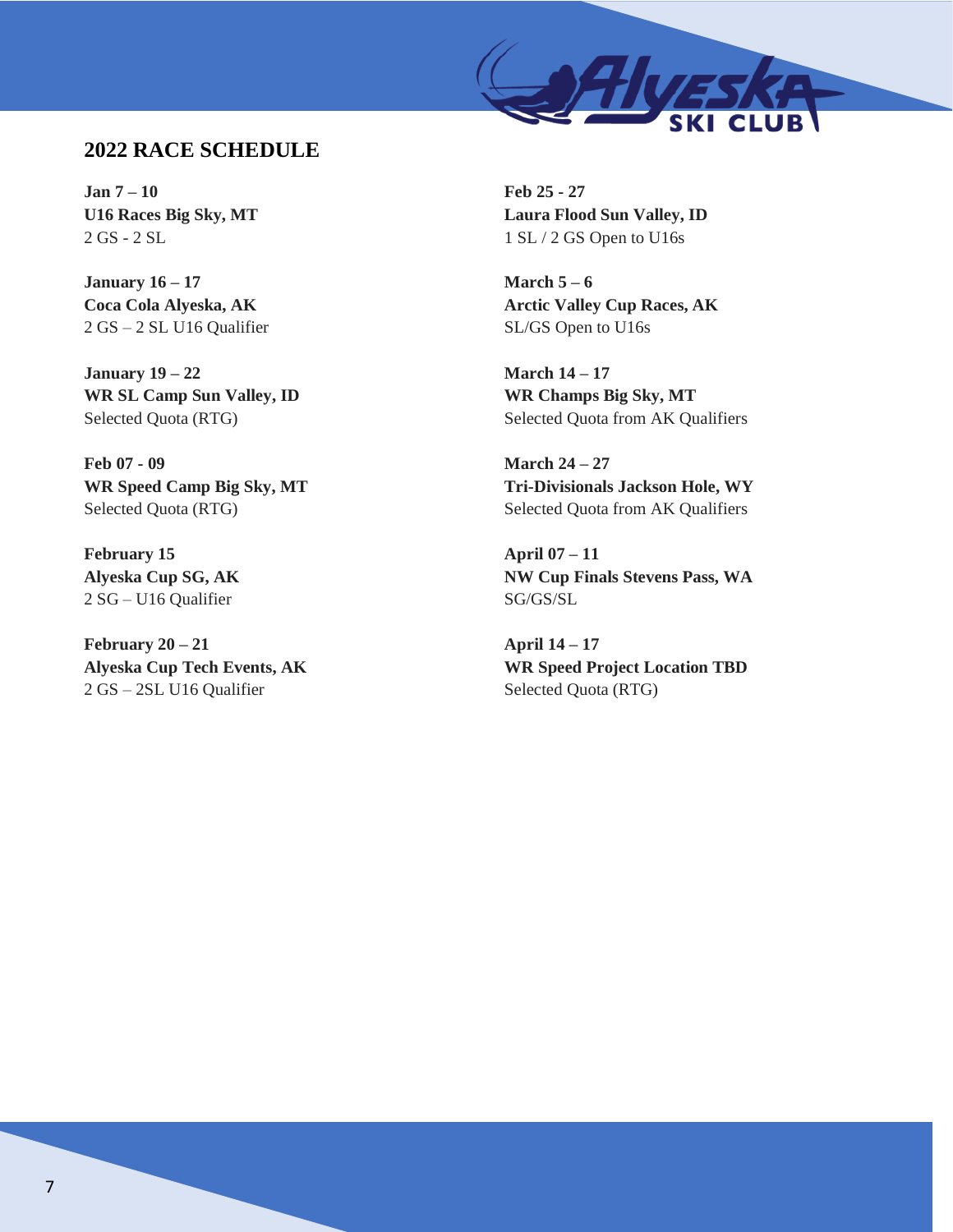## 2022 RACE SCHEDULE

**Jan 7 – 10**
**U16 Races Big Sky, MT**
2 GS - 2 SL

**January 16 – 17**
**Coca Cola Alyeska, AK**
2 GS – 2 SL U16 Qualifier

**January 19 – 22**
**WR SL Camp Sun Valley, ID**
Selected Quota (RTG)

**Feb 07 - 09**
**WR Speed Camp Big Sky, MT**
Selected Quota (RTG)

**February 15**
**Alyeska Cup SG, AK**
2 SG – U16 Qualifier

**February 20 – 21**
**Alyeska Cup Tech Events, AK**
2 GS – 2SL U16 Qualifier

**Feb 25 - 27**
**Laura Flood Sun Valley, ID**
1 SL / 2 GS Open to U16s

**March 5 – 6**
**Arctic Valley Cup Races, AK**
SL/GS Open to U16s

**March 14 – 17**
**WR Champs Big Sky, MT**
Selected Quota from AK Qualifiers

**March 24 – 27**
**Tri-Divisionals Jackson Hole, WY**
Selected Quota from AK Qualifiers

**April 07 – 11**
**NW Cup Finals Stevens Pass, WA**
SG/GS/SL

**April 14 – 17**
**WR Speed Project Location TBD**
Selected Quota (RTG)